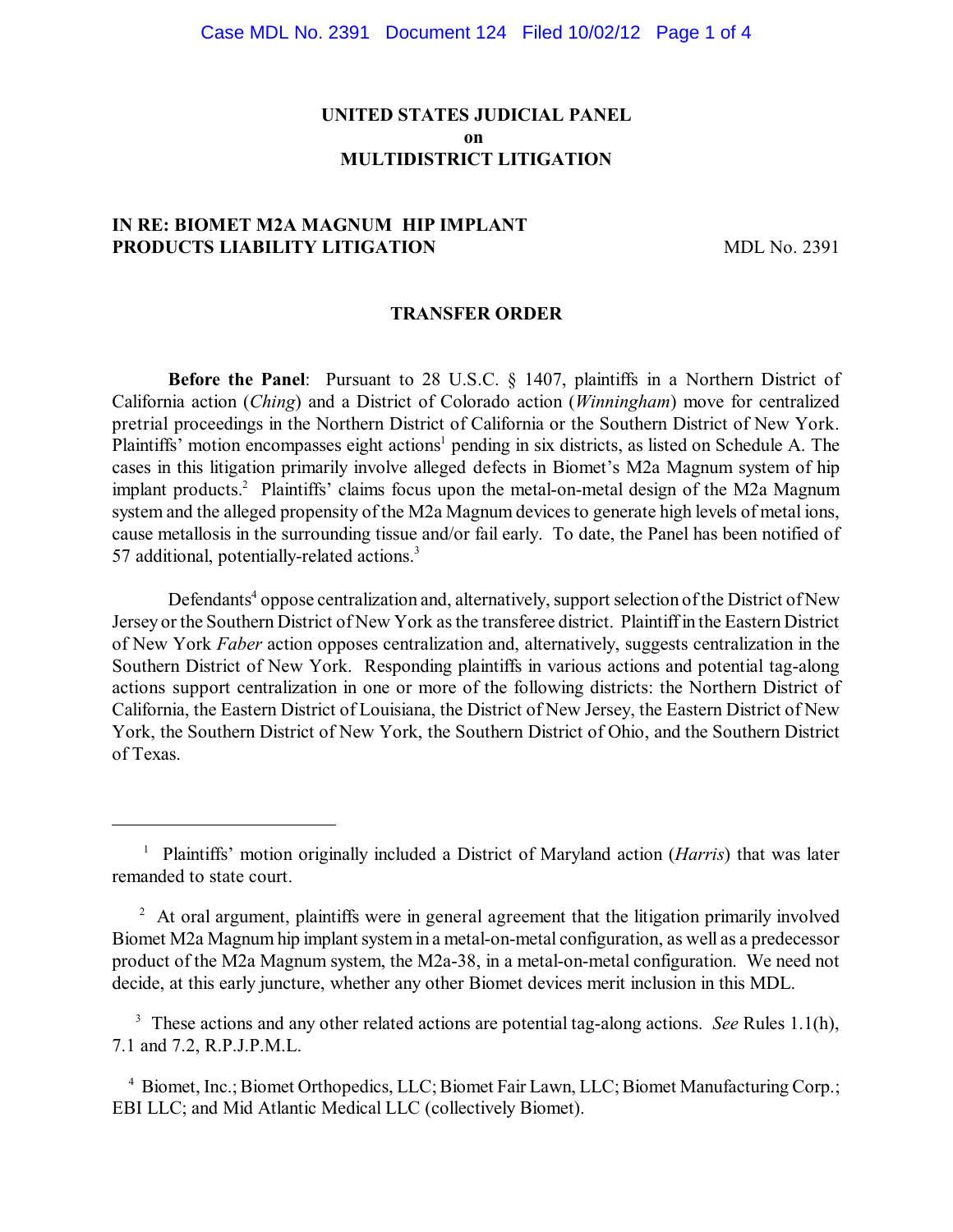**UNITED STATES JUDICIAL PANEL**
**on**
**MULTIDISTRICT LITIGATION**

**IN RE: BIOMET M2A MAGNUM HIP IMPLANT PRODUCTS LIABILITY LITIGATION** MDL No. 2391

**TRANSFER ORDER**

**Before the Panel**: Pursuant to 28 U.S.C. § 1407, plaintiffs in a Northern District of California action (*Ching*) and a District of Colorado action (*Winningham*) move for centralized pretrial proceedings in the Northern District of California or the Southern District of New York. Plaintiffs' motion encompasses eight actions[1] pending in six districts, as listed on Schedule A. The cases in this litigation primarily involve alleged defects in Biomet's M2a Magnum system of hip implant products.[2] Plaintiffs' claims focus upon the metal-on-metal design of the M2a Magnum system and the alleged propensity of the M2a Magnum devices to generate high levels of metal ions, cause metallosis in the surrounding tissue and/or fail early. To date, the Panel has been notified of 57 additional, potentially-related actions.[3]

Defendants[4] oppose centralization and, alternatively, support selection of the District of New Jersey or the Southern District of New York as the transferee district. Plaintiff in the Eastern District of New York *Faber* action opposes centralization and, alternatively, suggests centralization in the Southern District of New York. Responding plaintiffs in various actions and potential tag-along actions support centralization in one or more of the following districts: the Northern District of California, the Eastern District of Louisiana, the District of New Jersey, the Eastern District of New York, the Southern District of New York, the Southern District of Ohio, and the Southern District of Texas.

---

[1] Plaintiffs' motion originally included a District of Maryland action (*Harris*) that was later remanded to state court.

[2] At oral argument, plaintiffs were in general agreement that the litigation primarily involved Biomet M2a Magnum hip implant system in a metal-on-metal configuration, as well as a predecessor product of the M2a Magnum system, the M2a-38, in a metal-on-metal configuration. We need not decide, at this early juncture, whether any other Biomet devices merit inclusion in this MDL.

[3] These actions and any other related actions are potential tag-along actions. *See* Rules 1.1(h), 7.1 and 7.2, R.P.J.P.M.L.

[4] Biomet, Inc.; Biomet Orthopedics, LLC; Biomet Fair Lawn, LLC; Biomet Manufacturing Corp.; EBI LLC; and Mid Atlantic Medical LLC (collectively Biomet).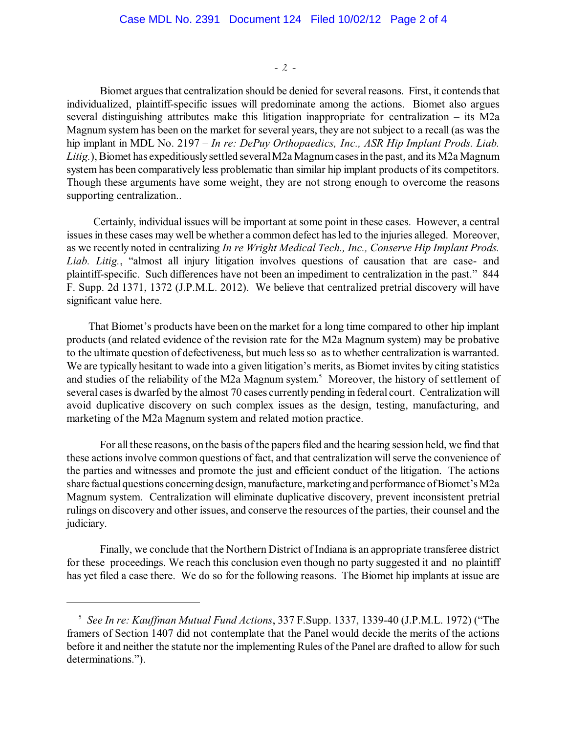Biomet argues that centralization should be denied for several reasons. First, it contends that individualized, plaintiff-specific issues will predominate among the actions. Biomet also argues several distinguishing attributes make this litigation inappropriate for centralization – its M2a Magnum system has been on the market for several years, they are not subject to a recall (as was the hip implant in MDL No. 2197 – *In re: DePuy Orthopaedics, Inc., ASR Hip Implant Prods. Liab. Litig.*), Biomet has expeditiously settled several M2a Magnum cases in the past, and its M2a Magnum system has been comparatively less problematic than similar hip implant products of its competitors. Though these arguments have some weight, they are not strong enough to overcome the reasons supporting centralization..

Certainly, individual issues will be important at some point in these cases. However, a central issues in these cases may well be whether a common defect has led to the injuries alleged. Moreover, as we recently noted in centralizing *In re Wright Medical Tech., Inc., Conserve Hip Implant Prods. Liab. Litig.*, "almost all injury litigation involves questions of causation that are case- and plaintiff-specific. Such differences have not been an impediment to centralization in the past." 844 F. Supp. 2d 1371, 1372 (J.P.M.L. 2012). We believe that centralized pretrial discovery will have significant value here.

That Biomet's products have been on the market for a long time compared to other hip implant products (and related evidence of the revision rate for the M2a Magnum system) may be probative to the ultimate question of defectiveness, but much less so as to whether centralization is warranted. We are typically hesitant to wade into a given litigation's merits, as Biomet invites by citing statistics and studies of the reliability of the M2a Magnum system.[5] Moreover, the history of settlement of several cases is dwarfed by the almost 70 cases currently pending in federal court. Centralization will avoid duplicative discovery on such complex issues as the design, testing, manufacturing, and marketing of the M2a Magnum system and related motion practice.

For all these reasons, on the basis of the papers filed and the hearing session held, we find that these actions involve common questions of fact, and that centralization will serve the convenience of the parties and witnesses and promote the just and efficient conduct of the litigation. The actions share factual questions concerning design, manufacture, marketing and performance of Biomet's M2a Magnum system. Centralization will eliminate duplicative discovery, prevent inconsistent pretrial rulings on discovery and other issues, and conserve the resources of the parties, their counsel and the judiciary.

Finally, we conclude that the Northern District of Indiana is an appropriate transferee district for these proceedings. We reach this conclusion even though no party suggested it and no plaintiff has yet filed a case there. We do so for the following reasons. The Biomet hip implants at issue are

---

[5] *See In re: Kauffman Mutual Fund Actions*, 337 F.Supp. 1337, 1339-40 (J.P.M.L. 1972) ("The framers of Section 1407 did not contemplate that the Panel would decide the merits of the actions before it and neither the statute nor the implementing Rules of the Panel are drafted to allow for such determinations.").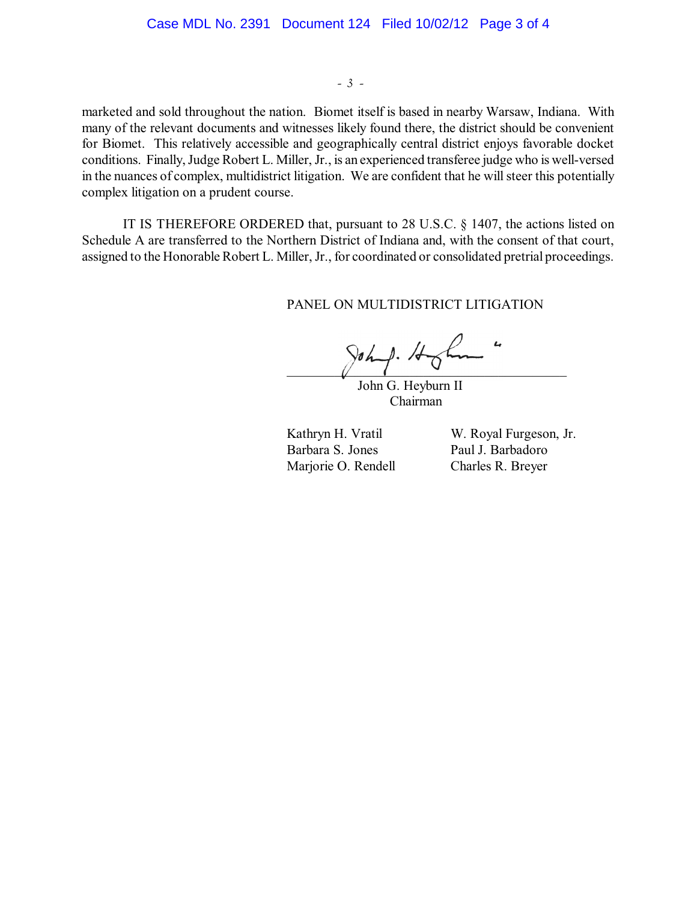marketed and sold throughout the nation. Biomet itself is based in nearby Warsaw, Indiana. With many of the relevant documents and witnesses likely found there, the district should be convenient for Biomet. This relatively accessible and geographically central district enjoys favorable docket conditions. Finally, Judge Robert L. Miller, Jr., is an experienced transferee judge who is well-versed in the nuances of complex, multidistrict litigation. We are confident that he will steer this potentially complex litigation on a prudent course.

IT IS THEREFORE ORDERED that, pursuant to 28 U.S.C. § 1407, the actions listed on Schedule A are transferred to the Northern District of Indiana and, with the consent of that court, assigned to the Honorable Robert L. Miller, Jr., for coordinated or consolidated pretrial proceedings.

PANEL ON MULTIDISTRICT LITIGATION

John G. Heyburn II
Chairman

Kathryn H. Vratil
Barbara S. Jones
Marjorie O. Rendell

W. Royal Furgeson, Jr.
Paul J. Barbadoro
Charles R. Breyer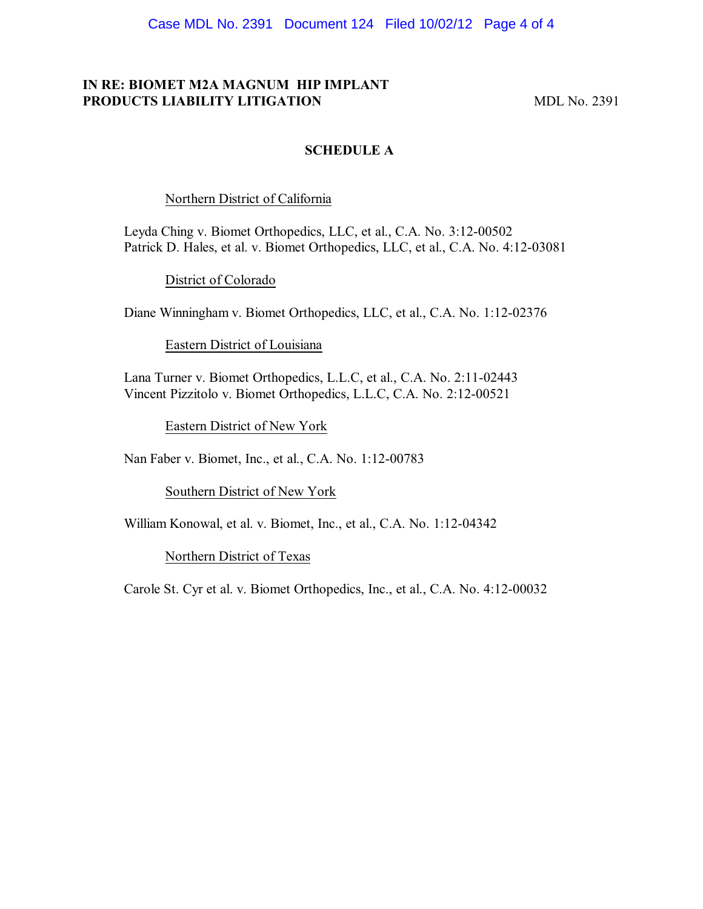**IN RE: BIOMET M2A MAGNUM HIP IMPLANT PRODUCTS LIABILITY LITIGATION** MDL No. 2391

## SCHEDULE A

Northern District of California

Leyda Ching v. Biomet Orthopedics, LLC, et al., C.A. No. 3:12-00502
Patrick D. Hales, et al. v. Biomet Orthopedics, LLC, et al., C.A. No. 4:12-03081

District of Colorado

Diane Winningham v. Biomet Orthopedics, LLC, et al., C.A. No. 1:12-02376

Eastern District of Louisiana

Lana Turner v. Biomet Orthopedics, L.L.C, et al., C.A. No. 2:11-02443
Vincent Pizzitolo v. Biomet Orthopedics, L.L.C, C.A. No. 2:12-00521

Eastern District of New York

Nan Faber v. Biomet, Inc., et al., C.A. No. 1:12-00783

Southern District of New York

William Konowal, et al. v. Biomet, Inc., et al., C.A. No. 1:12-04342

Northern District of Texas

Carole St. Cyr et al. v. Biomet Orthopedics, Inc., et al., C.A. No. 4:12-00032